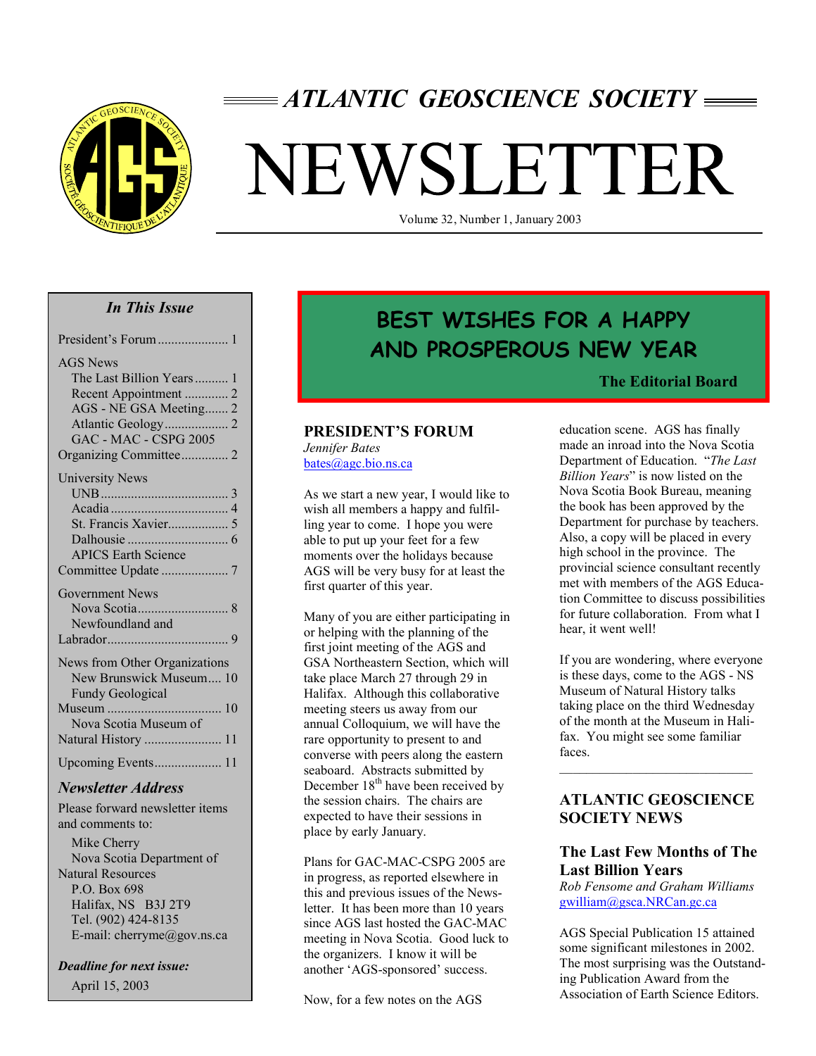# ATLANTIC GEOSCIENCE SOCIETY

# NEWSLETTER

Volume 32, Number 1, January 2003

### *In This Issue*

President's Forum ..................... 1

AGS News
- The Last Billion Years .......... 1
- Recent Appointment ............. 2
- AGS - NE GSA Meeting....... 2
- Atlantic Geology................... 2
- GAC - MAC - CSPG 2005 Organizing Committee............. 2

University News
- UNB...................................... 3
- Acadia................................... 4
- St. Francis Xavier.................. 5
- Dalhousie .............................. 6
- APICS Earth Science Committee Update .................... 7

Government News
- Nova Scotia........................... 8
- Newfoundland and Labrador.................................... 9

News from Other Organizations
- New Brunswick Museum.... 10
- Fundy Geological Museum ................................. 10
- Nova Scotia Museum of Natural History ....................... 11

Upcoming Events.................... 11

### *Newsletter Address*

Please forward newsletter items and comments to:

Mike Cherry
Nova Scotia Department of Natural Resources
P.O. Box 698
Halifax, NS B3J 2T9
Tel. (902) 424-8135
E-mail: cherryme@gov.ns.ca

***Deadline for next issue:***

April 15, 2003

## BEST WISHES FOR A HAPPY AND PROSPEROUS NEW YEAR

**The Editorial Board**

## PRESIDENT'S FORUM

*Jennifer Bates*
bates@agc.bio.ns.ca

As we start a new year, I would like to wish all members a happy and fulfilling year to come. I hope you were able to put up your feet for a few moments over the holidays because AGS will be very busy for at least the first quarter of this year.

Many of you are either participating in or helping with the planning of the first joint meeting of the AGS and GSA Northeastern Section, which will take place March 27 through 29 in Halifax. Although this collaborative meeting steers us away from our annual Colloquium, we will have the rare opportunity to present to and converse with peers along the eastern seaboard. Abstracts submitted by December 18th have been received by the session chairs. The chairs are expected to have their sessions in place by early January.

Plans for GAC-MAC-CSPG 2005 are in progress, as reported elsewhere in this and previous issues of the Newsletter. It has been more than 10 years since AGS last hosted the GAC-MAC meeting in Nova Scotia. Good luck to the organizers. I know it will be another 'AGS-sponsored' success.

Now, for a few notes on the AGS education scene. AGS has finally made an inroad into the Nova Scotia Department of Education. "*The Last Billion Years*" is now listed on the Nova Scotia Book Bureau, meaning the book has been approved by the Department for purchase by teachers. Also, a copy will be placed in every high school in the province. The provincial science consultant recently met with members of the AGS Education Committee to discuss possibilities for future collaboration. From what I hear, it went well!

If you are wondering, where everyone is these days, come to the AGS - NS Museum of Natural History talks taking place on the third Wednesday of the month at the Museum in Halifax. You might see some familiar faces.

## ATLANTIC GEOSCIENCE SOCIETY NEWS

### The Last Few Months of The Last Billion Years

*Rob Fensome and Graham Williams*
gwilliam@gsca.NRCan.gc.ca

AGS Special Publication 15 attained some significant milestones in 2002. The most surprising was the Outstanding Publication Award from the Association of Earth Science Editors.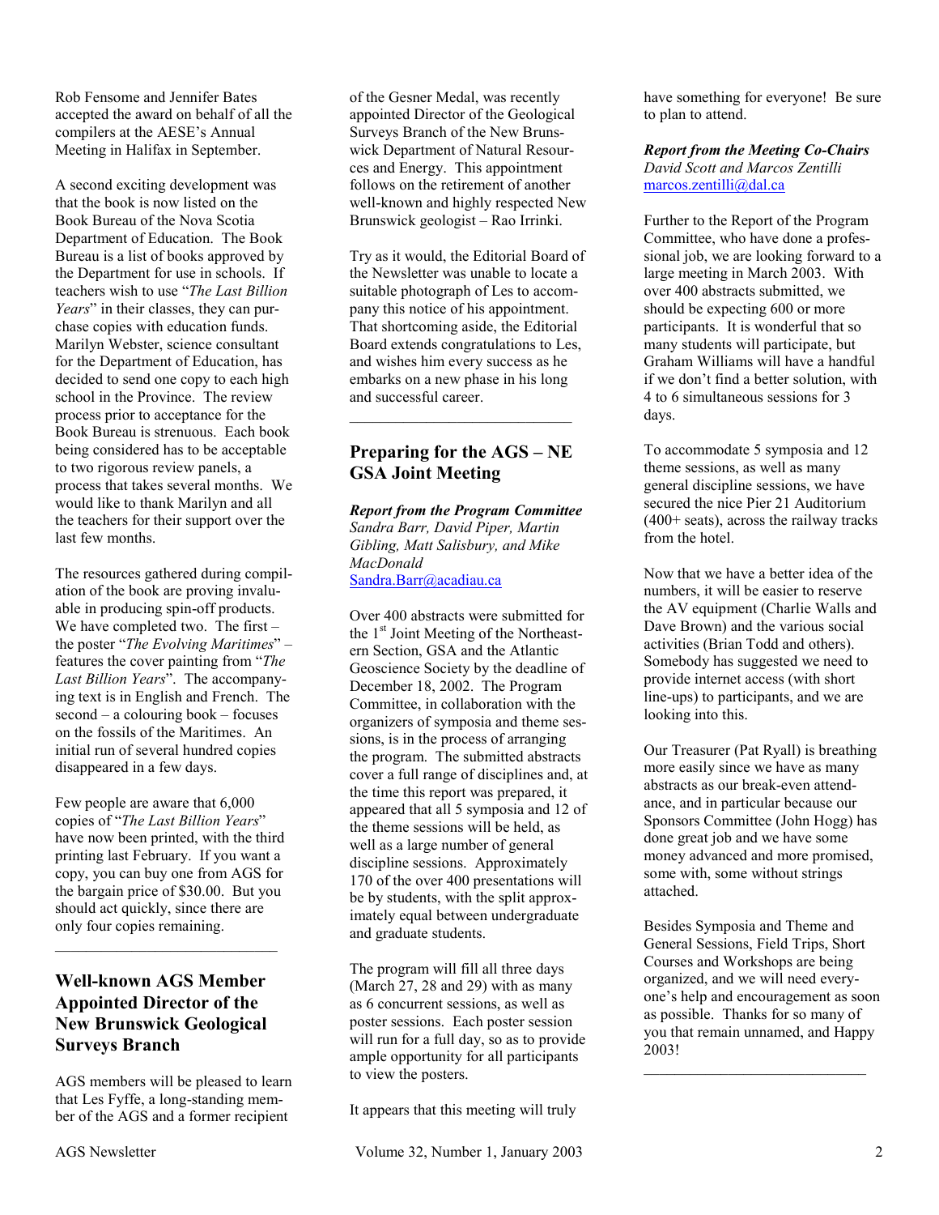Rob Fensome and Jennifer Bates accepted the award on behalf of all the compilers at the AESE's Annual Meeting in Halifax in September.

A second exciting development was that the book is now listed on the Book Bureau of the Nova Scotia Department of Education. The Book Bureau is a list of books approved by the Department for use in schools. If teachers wish to use "*The Last Billion Years*" in their classes, they can purchase copies with education funds. Marilyn Webster, science consultant for the Department of Education, has decided to send one copy to each high school in the Province. The review process prior to acceptance for the Book Bureau is strenuous. Each book being considered has to be acceptable to two rigorous review panels, a process that takes several months. We would like to thank Marilyn and all the teachers for their support over the last few months.

The resources gathered during compilation of the book are proving invaluable in producing spin-off products. We have completed two. The first – the poster "*The Evolving Maritimes*" – features the cover painting from "*The Last Billion Years*". The accompanying text is in English and French. The second – a colouring book – focuses on the fossils of the Maritimes. An initial run of several hundred copies disappeared in a few days.

Few people are aware that 6,000 copies of "*The Last Billion Years*" have now been printed, with the third printing last February. If you want a copy, you can buy one from AGS for the bargain price of $30.00. But you should act quickly, since there are only four copies remaining.

---

## Well-known AGS Member Appointed Director of the New Brunswick Geological Surveys Branch

AGS members will be pleased to learn that Les Fyffe, a long-standing member of the AGS and a former recipient of the Gesner Medal, was recently appointed Director of the Geological Surveys Branch of the New Brunswick Department of Natural Resources and Energy. This appointment follows on the retirement of another well-known and highly respected New Brunswick geologist – Rao Irrinki.

Try as it would, the Editorial Board of the Newsletter was unable to locate a suitable photograph of Les to accompany this notice of his appointment. That shortcoming aside, the Editorial Board extends congratulations to Les, and wishes him every success as he embarks on a new phase in his long and successful career.

---

## Preparing for the AGS – NE GSA Joint Meeting

***Report from the Program Committee***
*Sandra Barr, David Piper, Martin Gibling, Matt Salisbury, and Mike MacDonald*
Sandra.Barr@acadiau.ca

Over 400 abstracts were submitted for the 1st Joint Meeting of the Northeastern Section, GSA and the Atlantic Geoscience Society by the deadline of December 18, 2002. The Program Committee, in collaboration with the organizers of symposia and theme sessions, is in the process of arranging the program. The submitted abstracts cover a full range of disciplines and, at the time this report was prepared, it appeared that all 5 symposia and 12 of the theme sessions will be held, as well as a large number of general discipline sessions. Approximately 170 of the over 400 presentations will be by students, with the split approximately equal between undergraduate and graduate students.

The program will fill all three days (March 27, 28 and 29) with as many as 6 concurrent sessions, as well as poster sessions. Each poster session will run for a full day, so as to provide ample opportunity for all participants to view the posters.

It appears that this meeting will truly have something for everyone! Be sure to plan to attend.

***Report from the Meeting Co-Chairs***
*David Scott and Marcos Zentilli*
marcos.zentilli@dal.ca

Further to the Report of the Program Committee, who have done a professional job, we are looking forward to a large meeting in March 2003. With over 400 abstracts submitted, we should be expecting 600 or more participants. It is wonderful that so many students will participate, but Graham Williams will have a handful if we don't find a better solution, with 4 to 6 simultaneous sessions for 3 days.

To accommodate 5 symposia and 12 theme sessions, as well as many general discipline sessions, we have secured the nice Pier 21 Auditorium (400+ seats), across the railway tracks from the hotel.

Now that we have a better idea of the numbers, it will be easier to reserve the AV equipment (Charlie Walls and Dave Brown) and the various social activities (Brian Todd and others). Somebody has suggested we need to provide internet access (with short line-ups) to participants, and we are looking into this.

Our Treasurer (Pat Ryall) is breathing more easily since we have as many abstracts as our break-even attendance, and in particular because our Sponsors Committee (John Hogg) has done great job and we have some money advanced and more promised, some with, some without strings attached.

Besides Symposia and Theme and General Sessions, Field Trips, Short Courses and Workshops are being organized, and we will need everyone's help and encouragement as soon as possible. Thanks for so many of you that remain unnamed, and Happy 2003!

---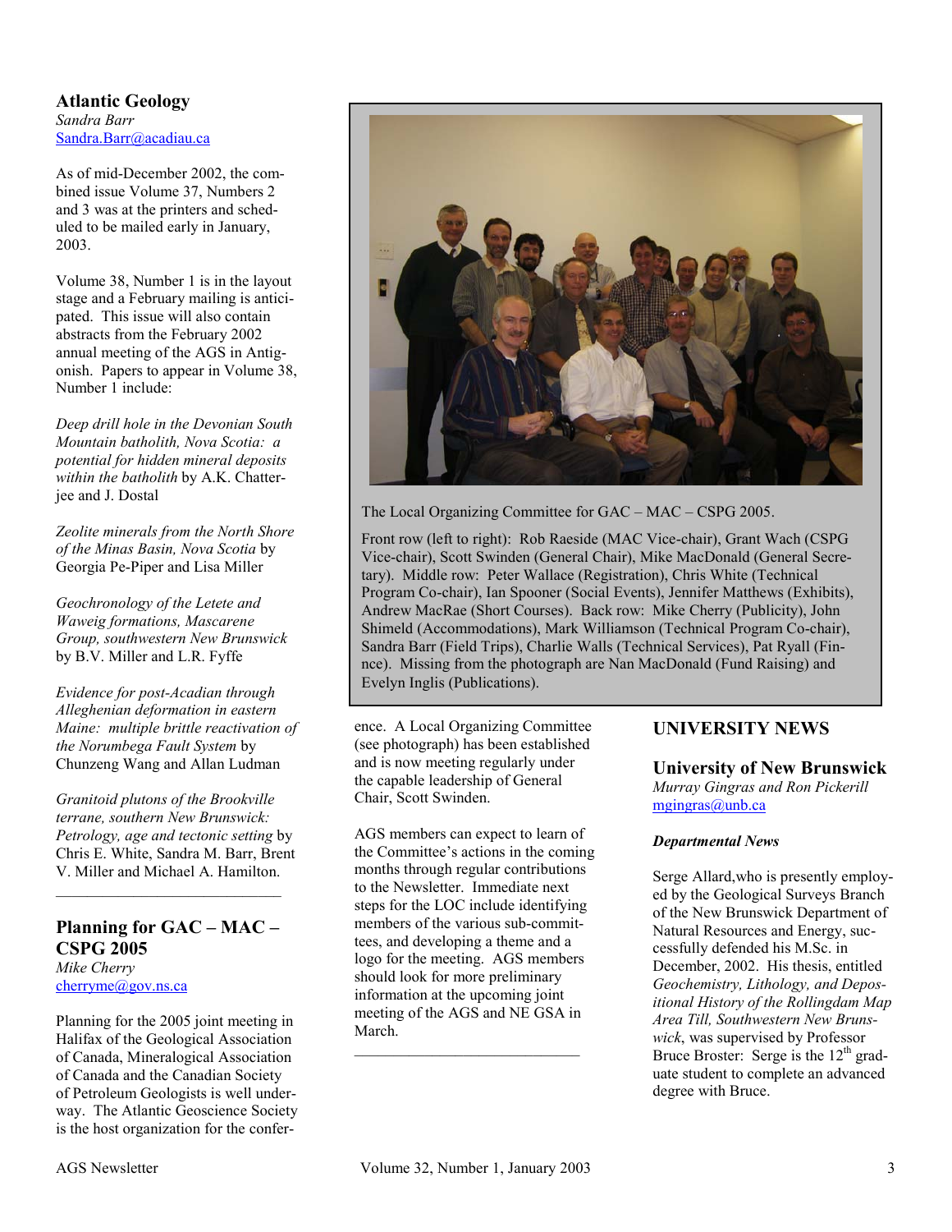## Atlantic Geology

*Sandra Barr*
Sandra.Barr@acadiau.ca

As of mid-December 2002, the combined issue Volume 37, Numbers 2 and 3 was at the printers and scheduled to be mailed early in January, 2003.

Volume 38, Number 1 is in the layout stage and a February mailing is anticipated. This issue will also contain abstracts from the February 2002 annual meeting of the AGS in Antigonish. Papers to appear in Volume 38, Number 1 include:

*Deep drill hole in the Devonian South Mountain batholith, Nova Scotia: a potential for hidden mineral deposits within the batholith* by A.K. Chatterjee and J. Dostal

*Zeolite minerals from the North Shore of the Minas Basin, Nova Scotia* by Georgia Pe-Piper and Lisa Miller

*Geochronology of the Letete and Waweig formations, Mascarene Group, southwestern New Brunswick* by B.V. Miller and L.R. Fyffe

*Evidence for post-Acadian through Alleghenian deformation in eastern Maine: multiple brittle reactivation of the Norumbega Fault System* by Chunzeng Wang and Allan Ludman

*Granitoid plutons of the Brookville terrane, southern New Brunswick: Petrology, age and tectonic setting* by Chris E. White, Sandra M. Barr, Brent V. Miller and Michael A. Hamilton.

---

## Planning for GAC – MAC – CSPG 2005

*Mike Cherry*
cherryme@gov.ns.ca

Planning for the 2005 joint meeting in Halifax of the Geological Association of Canada, Mineralogical Association of Canada and the Canadian Society of Petroleum Geologists is well underway. The Atlantic Geoscience Society is the host organization for the conference. A Local Organizing Committee (see photograph) has been established and is now meeting regularly under the capable leadership of General Chair, Scott Swinden.

The Local Organizing Committee for GAC – MAC – CSPG 2005.

Front row (left to right): Rob Raeside (MAC Vice-chair), Grant Wach (CSPG Vice-chair), Scott Swinden (General Chair), Mike MacDonald (General Secretary). Middle row: Peter Wallace (Registration), Chris White (Technical Program Co-chair), Ian Spooner (Social Events), Jennifer Matthews (Exhibits), Andrew MacRae (Short Courses). Back row: Mike Cherry (Publicity), John Shimeld (Accommodations), Mark Williamson (Technical Program Co-chair), Sandra Barr (Field Trips), Charlie Walls (Technical Services), Pat Ryall (Finnce). Missing from the photograph are Nan MacDonald (Fund Raising) and Evelyn Inglis (Publications).

AGS members can expect to learn of the Committee's actions in the coming months through regular contributions to the Newsletter. Immediate next steps for the LOC include identifying members of the various sub-committees, and developing a theme and a logo for the meeting. AGS members should look for more preliminary information at the upcoming joint meeting of the AGS and NE GSA in March.

---

# UNIVERSITY NEWS

## University of New Brunswick

*Murray Gingras and Ron Pickerill*
mgingras@unb.ca

***Departmental News***

Serge Allard,who is presently employed by the Geological Surveys Branch of the New Brunswick Department of Natural Resources and Energy, successfully defended his M.Sc. in December, 2002. His thesis, entitled *Geochemistry, Lithology, and Depositional History of the Rollingdam Map Area Till, Southwestern New Brunswick*, was supervised by Professor Bruce Broster: Serge is the 12th graduate student to complete an advanced degree with Bruce.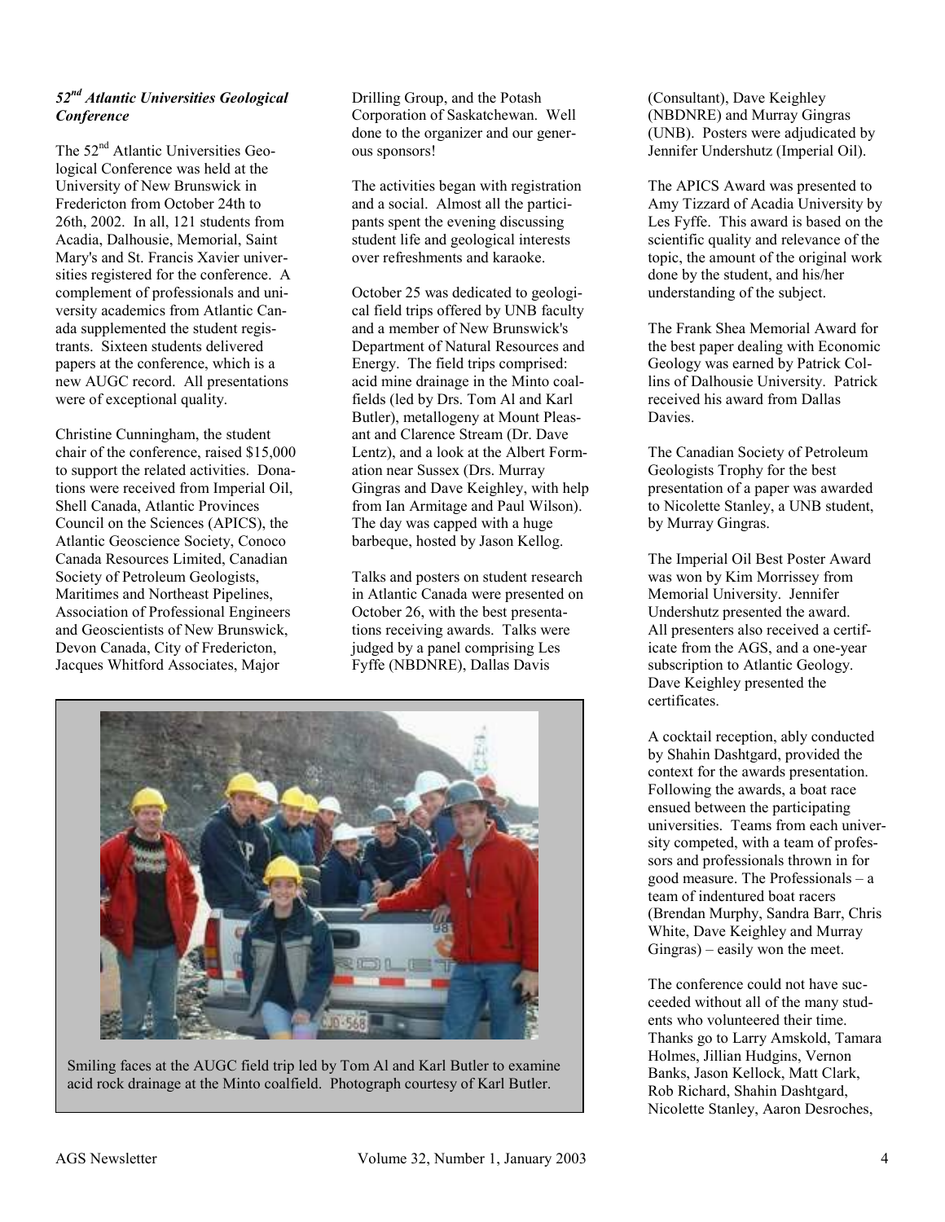### *52nd Atlantic Universities Geological Conference*

The 52nd Atlantic Universities Geological Conference was held at the University of New Brunswick in Fredericton from October 24th to 26th, 2002. In all, 121 students from Acadia, Dalhousie, Memorial, Saint Mary's and St. Francis Xavier universities registered for the conference. A complement of professionals and university academics from Atlantic Canada supplemented the student registrants. Sixteen students delivered papers at the conference, which is a new AUGC record. All presentations were of exceptional quality.

Christine Cunningham, the student chair of the conference, raised $15,000 to support the related activities. Donations were received from Imperial Oil, Shell Canada, Atlantic Provinces Council on the Sciences (APICS), the Atlantic Geoscience Society, Conoco Canada Resources Limited, Canadian Society of Petroleum Geologists, Maritimes and Northeast Pipelines, Association of Professional Engineers and Geoscientists of New Brunswick, Devon Canada, City of Fredericton, Jacques Whitford Associates, Major Drilling Group, and the Potash Corporation of Saskatchewan. Well done to the organizer and our generous sponsors!

The activities began with registration and a social. Almost all the participants spent the evening discussing student life and geological interests over refreshments and karaoke.

October 25 was dedicated to geological field trips offered by UNB faculty and a member of New Brunswick's Department of Natural Resources and Energy. The field trips comprised: acid mine drainage in the Minto coalfields (led by Drs. Tom Al and Karl Butler), metallogeny at Mount Pleasant and Clarence Stream (Dr. Dave Lentz), and a look at the Albert Formation near Sussex (Drs. Murray Gingras and Dave Keighley, with help from Ian Armitage and Paul Wilson). The day was capped with a huge barbeque, hosted by Jason Kellog.

Talks and posters on student research in Atlantic Canada were presented on October 26, with the best presentations receiving awards. Talks were judged by a panel comprising Les Fyffe (NBDNRE), Dallas Davis (Consultant), Dave Keighley (NBDNRE) and Murray Gingras (UNB). Posters were adjudicated by Jennifer Undershutz (Imperial Oil).

Smiling faces at the AUGC field trip led by Tom Al and Karl Butler to examine acid rock drainage at the Minto coalfield. Photograph courtesy of Karl Butler.

The APICS Award was presented to Amy Tizzard of Acadia University by Les Fyffe. This award is based on the scientific quality and relevance of the topic, the amount of the original work done by the student, and his/her understanding of the subject.

The Frank Shea Memorial Award for the best paper dealing with Economic Geology was earned by Patrick Collins of Dalhousie University. Patrick received his award from Dallas Davies.

The Canadian Society of Petroleum Geologists Trophy for the best presentation of a paper was awarded to Nicolette Stanley, a UNB student, by Murray Gingras.

The Imperial Oil Best Poster Award was won by Kim Morrissey from Memorial University. Jennifer Undershutz presented the award. All presenters also received a certificate from the AGS, and a one-year subscription to Atlantic Geology. Dave Keighley presented the certificates.

A cocktail reception, ably conducted by Shahin Dashtgard, provided the context for the awards presentation. Following the awards, a boat race ensued between the participating universities. Teams from each university competed, with a team of professors and professionals thrown in for good measure. The Professionals – a team of indentured boat racers (Brendan Murphy, Sandra Barr, Chris White, Dave Keighley and Murray Gingras) – easily won the meet.

The conference could not have succeeded without all of the many students who volunteered their time. Thanks go to Larry Amskold, Tamara Holmes, Jillian Hudgins, Vernon Banks, Jason Kellock, Matt Clark, Rob Richard, Shahin Dashtgard, Nicolette Stanley, Aaron Desroches,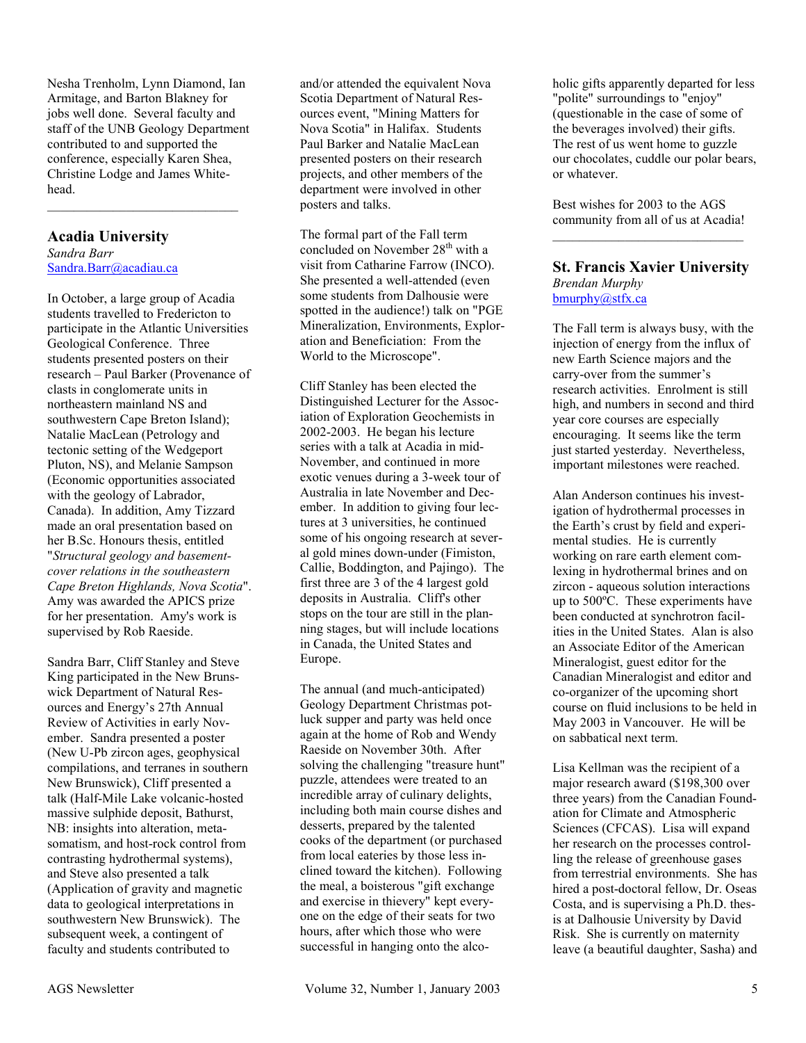Nesha Trenholm, Lynn Diamond, Ian Armitage, and Barton Blakney for jobs well done. Several faculty and staff of the UNB Geology Department contributed to and supported the conference, especially Karen Shea, Christine Lodge and James Whitehead.

---

## Acadia University

*Sandra Barr*
Sandra.Barr@acadiau.ca

In October, a large group of Acadia students travelled to Fredericton to participate in the Atlantic Universities Geological Conference. Three students presented posters on their research – Paul Barker (Provenance of clasts in conglomerate units in northeastern mainland NS and southwestern Cape Breton Island); Natalie MacLean (Petrology and tectonic setting of the Wedgeport Pluton, NS), and Melanie Sampson (Economic opportunities associated with the geology of Labrador, Canada). In addition, Amy Tizzard made an oral presentation based on her B.Sc. Honours thesis, entitled "*Structural geology and basement-cover relations in the southeastern Cape Breton Highlands, Nova Scotia*". Amy was awarded the APICS prize for her presentation. Amy's work is supervised by Rob Raeside.

Sandra Barr, Cliff Stanley and Steve King participated in the New Brunswick Department of Natural Resources and Energy's 27th Annual Review of Activities in early November. Sandra presented a poster (New U-Pb zircon ages, geophysical compilations, and terranes in southern New Brunswick), Cliff presented a talk (Half-Mile Lake volcanic-hosted massive sulphide deposit, Bathurst, NB: insights into alteration, metasomatism, and host-rock control from contrasting hydrothermal systems), and Steve also presented a talk (Application of gravity and magnetic data to geological interpretations in southwestern New Brunswick). The subsequent week, a contingent of faculty and students contributed to and/or attended the equivalent Nova Scotia Department of Natural Resources event, "Mining Matters for Nova Scotia" in Halifax. Students Paul Barker and Natalie MacLean presented posters on their research projects, and other members of the department were involved in other posters and talks.

The formal part of the Fall term concluded on November 28th with a visit from Catharine Farrow (INCO). She presented a well-attended (even some students from Dalhousie were spotted in the audience!) talk on "PGE Mineralization, Environments, Exploration and Beneficiation: From the World to the Microscope".

Cliff Stanley has been elected the Distinguished Lecturer for the Association of Exploration Geochemists in 2002-2003. He began his lecture series with a talk at Acadia in mid-November, and continued in more exotic venues during a 3-week tour of Australia in late November and December. In addition to giving four lectures at 3 universities, he continued some of his ongoing research at several gold mines down-under (Fimiston, Callie, Boddington, and Pajingo). The first three are 3 of the 4 largest gold deposits in Australia. Cliff's other stops on the tour are still in the planning stages, but will include locations in Canada, the United States and Europe.

The annual (and much-anticipated) Geology Department Christmas potluck supper and party was held once again at the home of Rob and Wendy Raeside on November 30th. After solving the challenging "treasure hunt" puzzle, attendees were treated to an incredible array of culinary delights, including both main course dishes and desserts, prepared by the talented cooks of the department (or purchased from local eateries by those less inclined toward the kitchen). Following the meal, a boisterous "gift exchange and exercise in thievery" kept everyone on the edge of their seats for two hours, after which those who were successful in hanging onto the alcoholic gifts apparently departed for less "polite" surroundings to "enjoy" (questionable in the case of some of the beverages involved) their gifts. The rest of us went home to guzzle our chocolates, cuddle our polar bears, or whatever.

Best wishes for 2003 to the AGS community from all of us at Acadia!

---

## St. Francis Xavier University

*Brendan Murphy*
bmurphy@stfx.ca

The Fall term is always busy, with the injection of energy from the influx of new Earth Science majors and the carry-over from the summer's research activities. Enrolment is still high, and numbers in second and third year core courses are especially encouraging. It seems like the term just started yesterday. Nevertheless, important milestones were reached.

Alan Anderson continues his investigation of hydrothermal processes in the Earth's crust by field and experimental studies. He is currently working on rare earth element complexing in hydrothermal brines and on zircon - aqueous solution interactions up to 500ºC. These experiments have been conducted at synchrotron facilities in the United States. Alan is also an Associate Editor of the American Mineralogist, guest editor for the Canadian Mineralogist and editor and co-organizer of the upcoming short course on fluid inclusions to be held in May 2003 in Vancouver. He will be on sabbatical next term.

Lisa Kellman was the recipient of a major research award ($198,300 over three years) from the Canadian Foundation for Climate and Atmospheric Sciences (CFCAS). Lisa will expand her research on the processes controlling the release of greenhouse gases from terrestrial environments. She has hired a post-doctoral fellow, Dr. Oseas Costa, and is supervising a Ph.D. thesis at Dalhousie University by David Risk. She is currently on maternity leave (a beautiful daughter, Sasha) and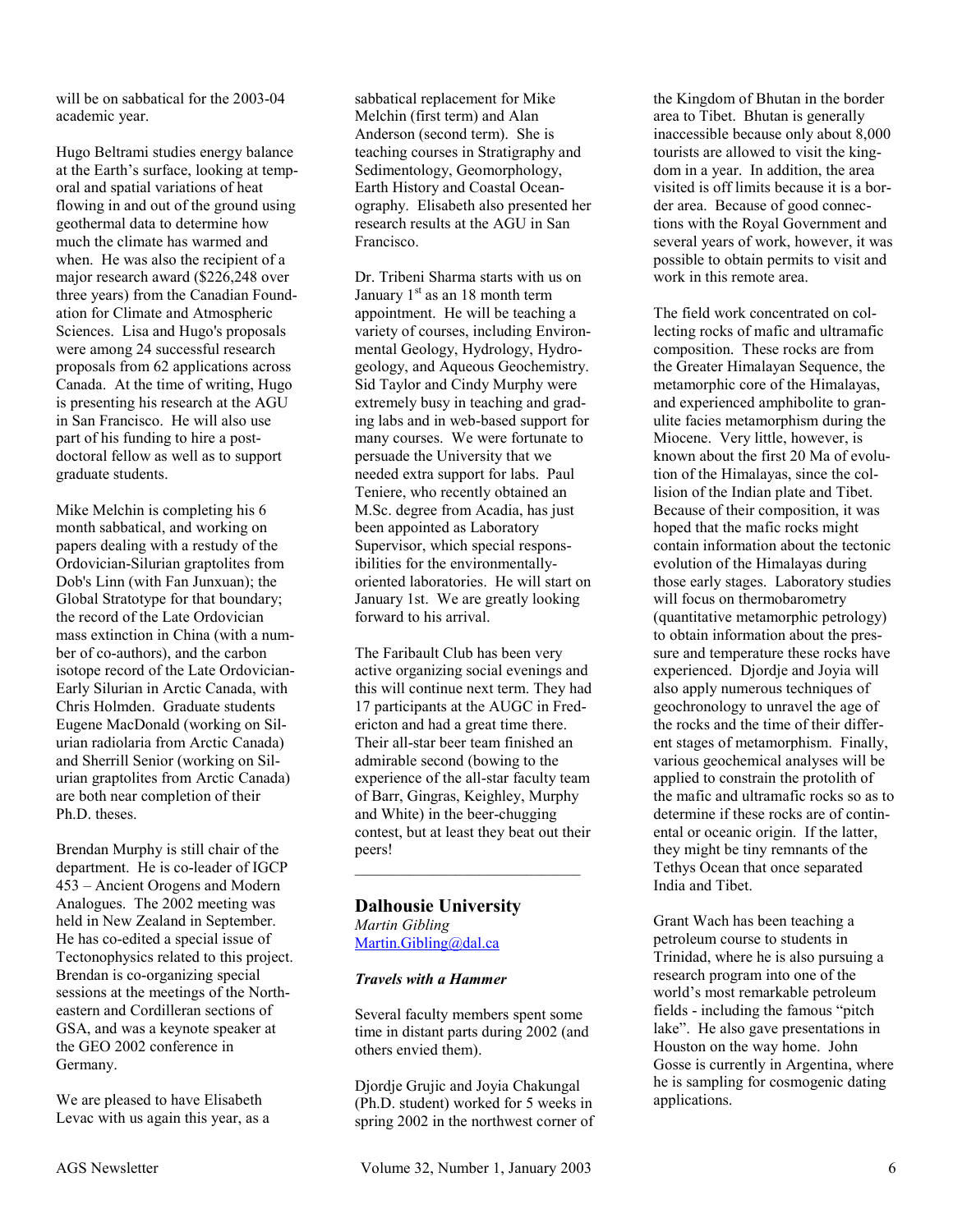will be on sabbatical for the 2003-04 academic year.

Hugo Beltrami studies energy balance at the Earth's surface, looking at temporal and spatial variations of heat flowing in and out of the ground using geothermal data to determine how much the climate has warmed and when. He was also the recipient of a major research award ($226,248 over three years) from the Canadian Foundation for Climate and Atmospheric Sciences. Lisa and Hugo's proposals were among 24 successful research proposals from 62 applications across Canada. At the time of writing, Hugo is presenting his research at the AGU in San Francisco. He will also use part of his funding to hire a post-doctoral fellow as well as to support graduate students.

Mike Melchin is completing his 6 month sabbatical, and working on papers dealing with a restudy of the Ordovician-Silurian graptolites from Dob's Linn (with Fan Junxuan); the Global Stratotype for that boundary; the record of the Late Ordovician mass extinction in China (with a number of co-authors), and the carbon isotope record of the Late Ordovician-Early Silurian in Arctic Canada, with Chris Holmden. Graduate students Eugene MacDonald (working on Silurian radiolaria from Arctic Canada) and Sherrill Senior (working on Silurian graptolites from Arctic Canada) are both near completion of their Ph.D. theses.

Brendan Murphy is still chair of the department. He is co-leader of IGCP 453 – Ancient Orogens and Modern Analogues. The 2002 meeting was held in New Zealand in September. He has co-edited a special issue of Tectonophysics related to this project. Brendan is co-organizing special sessions at the meetings of the Northeastern and Cordilleran sections of GSA, and was a keynote speaker at the GEO 2002 conference in Germany.

We are pleased to have Elisabeth Levac with us again this year, as a sabbatical replacement for Mike Melchin (first term) and Alan Anderson (second term). She is teaching courses in Stratigraphy and Sedimentology, Geomorphology, Earth History and Coastal Oceanography. Elisabeth also presented her research results at the AGU in San Francisco.

Dr. Tribeni Sharma starts with us on January 1st as an 18 month term appointment. He will be teaching a variety of courses, including Environmental Geology, Hydrology, Hydrogeology, and Aqueous Geochemistry. Sid Taylor and Cindy Murphy were extremely busy in teaching and grading labs and in web-based support for many courses. We were fortunate to persuade the University that we needed extra support for labs. Paul Teniere, who recently obtained an M.Sc. degree from Acadia, has just been appointed as Laboratory Supervisor, which special responsibilities for the environmentally-oriented laboratories. He will start on January 1st. We are greatly looking forward to his arrival.

The Faribault Club has been very active organizing social evenings and this will continue next term. They had 17 participants at the AUGC in Fredericton and had a great time there. Their all-star beer team finished an admirable second (bowing to the experience of the all-star faculty team of Barr, Gingras, Keighley, Murphy and White) in the beer-chugging contest, but at least they beat out their peers!

---

## Dalhousie University

*Martin Gibling*
Martin.Gibling@dal.ca

### *Travels with a Hammer*

Several faculty members spent some time in distant parts during 2002 (and others envied them).

Djordje Grujic and Joyia Chakungal (Ph.D. student) worked for 5 weeks in spring 2002 in the northwest corner of the Kingdom of Bhutan in the border area to Tibet. Bhutan is generally inaccessible because only about 8,000 tourists are allowed to visit the kingdom in a year. In addition, the area visited is off limits because it is a border area. Because of good connections with the Royal Government and several years of work, however, it was possible to obtain permits to visit and work in this remote area.

The field work concentrated on collecting rocks of mafic and ultramafic composition. These rocks are from the Greater Himalayan Sequence, the metamorphic core of the Himalayas, and experienced amphibolite to granulite facies metamorphism during the Miocene. Very little, however, is known about the first 20 Ma of evolution of the Himalayas, since the collision of the Indian plate and Tibet. Because of their composition, it was hoped that the mafic rocks might contain information about the tectonic evolution of the Himalayas during those early stages. Laboratory studies will focus on thermobarometry (quantitative metamorphic petrology) to obtain information about the pressure and temperature these rocks have experienced. Djordje and Joyia will also apply numerous techniques of geochronology to unravel the age of the rocks and the time of their different stages of metamorphism. Finally, various geochemical analyses will be applied to constrain the protolith of the mafic and ultramafic rocks so as to determine if these rocks are of continental or oceanic origin. If the latter, they might be tiny remnants of the Tethys Ocean that once separated India and Tibet.

Grant Wach has been teaching a petroleum course to students in Trinidad, where he is also pursuing a research program into one of the world's most remarkable petroleum fields - including the famous "pitch lake". He also gave presentations in Houston on the way home. John Gosse is currently in Argentina, where he is sampling for cosmogenic dating applications.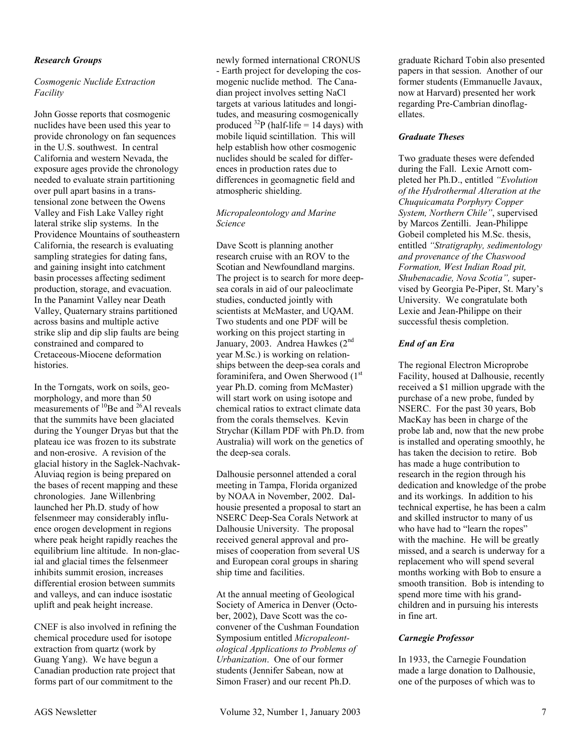### *Research Groups*

*Cosmogenic Nuclide Extraction Facility*

John Gosse reports that cosmogenic nuclides have been used this year to provide chronology on fan sequences in the U.S. southwest. In central California and western Nevada, the exposure ages provide the chronology needed to evaluate strain partitioning over pull apart basins in a transtensional zone between the Owens Valley and Fish Lake Valley right lateral strike slip systems. In the Providence Mountains of southeastern California, the research is evaluating sampling strategies for dating fans, and gaining insight into catchment basin processes affecting sediment production, storage, and evacuation. In the Panamint Valley near Death Valley, Quaternary strains partitioned across basins and multiple active strike slip and dip slip faults are being constrained and compared to Cretaceous-Miocene deformation histories.

In the Torngats, work on soils, geomorphology, and more than 50 measurements of $^{10}Be$ and $^{26}Al$ reveals that the summits have been glaciated during the Younger Dryas but that the plateau ice was frozen to its substrate and non-erosive. A revision of the glacial history in the Saglek-Nachvak-Aluviaq region is being prepared on the bases of recent mapping and these chronologies. Jane Willenbring launched her Ph.D. study of how felsenmeer may considerably influence orogen development in regions where peak height rapidly reaches the equilibrium line altitude. In non-glacial and glacial times the felsenmeer inhibits summit erosion, increases differential erosion between summits and valleys, and can induce isostatic uplift and peak height increase.

CNEF is also involved in refining the chemical procedure used for isotope extraction from quartz (work by Guang Yang). We have begun a Canadian production rate project that forms part of our commitment to the newly formed international CRONUS - Earth project for developing the cosmogenic nuclide method. The Canadian project involves setting NaCl targets at various latitudes and longitudes, and measuring cosmogenically produced $^{32}P$ (half-life = 14 days) with mobile liquid scintillation. This will help establish how other cosmogenic nuclides should be scaled for differences in production rates due to differences in geomagnetic field and atmospheric shielding.

*Micropaleontology and Marine Science*

Dave Scott is planning another research cruise with an ROV to the Scotian and Newfoundland margins. The project is to search for more deep-sea corals in aid of our paleoclimate studies, conducted jointly with scientists at McMaster, and UQAM. Two students and one PDF will be working on this project starting in January, 2003. Andrea Hawkes (2nd year M.Sc.) is working on relationships between the deep-sea corals and foraminifera, and Owen Sherwood (1st year Ph.D. coming from McMaster) will start work on using isotope and chemical ratios to extract climate data from the corals themselves. Kevin Strychar (Killam PDF with Ph.D. from Australia) will work on the genetics of the deep-sea corals.

Dalhousie personnel attended a coral meeting in Tampa, Florida organized by NOAA in November, 2002. Dalhousie presented a proposal to start an NSERC Deep-Sea Corals Network at Dalhousie University. The proposal received general approval and promises of cooperation from several US and European coral groups in sharing ship time and facilities.

At the annual meeting of Geological Society of America in Denver (October, 2002), Dave Scott was the co-convener of the Cushman Foundation Symposium entitled *Micropaleontological Applications to Problems of Urbanization*. One of our former students (Jennifer Sabean, now at Simon Fraser) and our recent Ph.D. graduate Richard Tobin also presented papers in that session. Another of our former students (Emmanuelle Javaux, now at Harvard) presented her work regarding Pre-Cambrian dinoflagellates.

### *Graduate Theses*

Two graduate theses were defended during the Fall. Lexie Arnott completed her Ph.D., entitled *"Evolution of the Hydrothermal Alteration at the Chuquicamata Porphyry Copper System, Northern Chile"*, supervised by Marcos Zentilli. Jean-Philippe Gobeil completed his M.Sc. thesis, entitled *"Stratigraphy, sedimentology and provenance of the Chaswood Formation, West Indian Road pit, Shubenacadie, Nova Scotia",* supervised by Georgia Pe-Piper, St. Mary's University. We congratulate both Lexie and Jean-Philippe on their successful thesis completion.

### *End of an Era*

The regional Electron Microprobe Facility, housed at Dalhousie, recently received a $1 million upgrade with the purchase of a new probe, funded by NSERC. For the past 30 years, Bob MacKay has been in charge of the probe lab and, now that the new probe is installed and operating smoothly, he has taken the decision to retire. Bob has made a huge contribution to research in the region through his dedication and knowledge of the probe and its workings. In addition to his technical expertise, he has been a calm and skilled instructor to many of us who have had to "learn the ropes" with the machine. He will be greatly missed, and a search is underway for a replacement who will spend several months working with Bob to ensure a smooth transition. Bob is intending to spend more time with his grandchildren and in pursuing his interests in fine art.

### *Carnegie Professor*

In 1933, the Carnegie Foundation made a large donation to Dalhousie, one of the purposes of which was to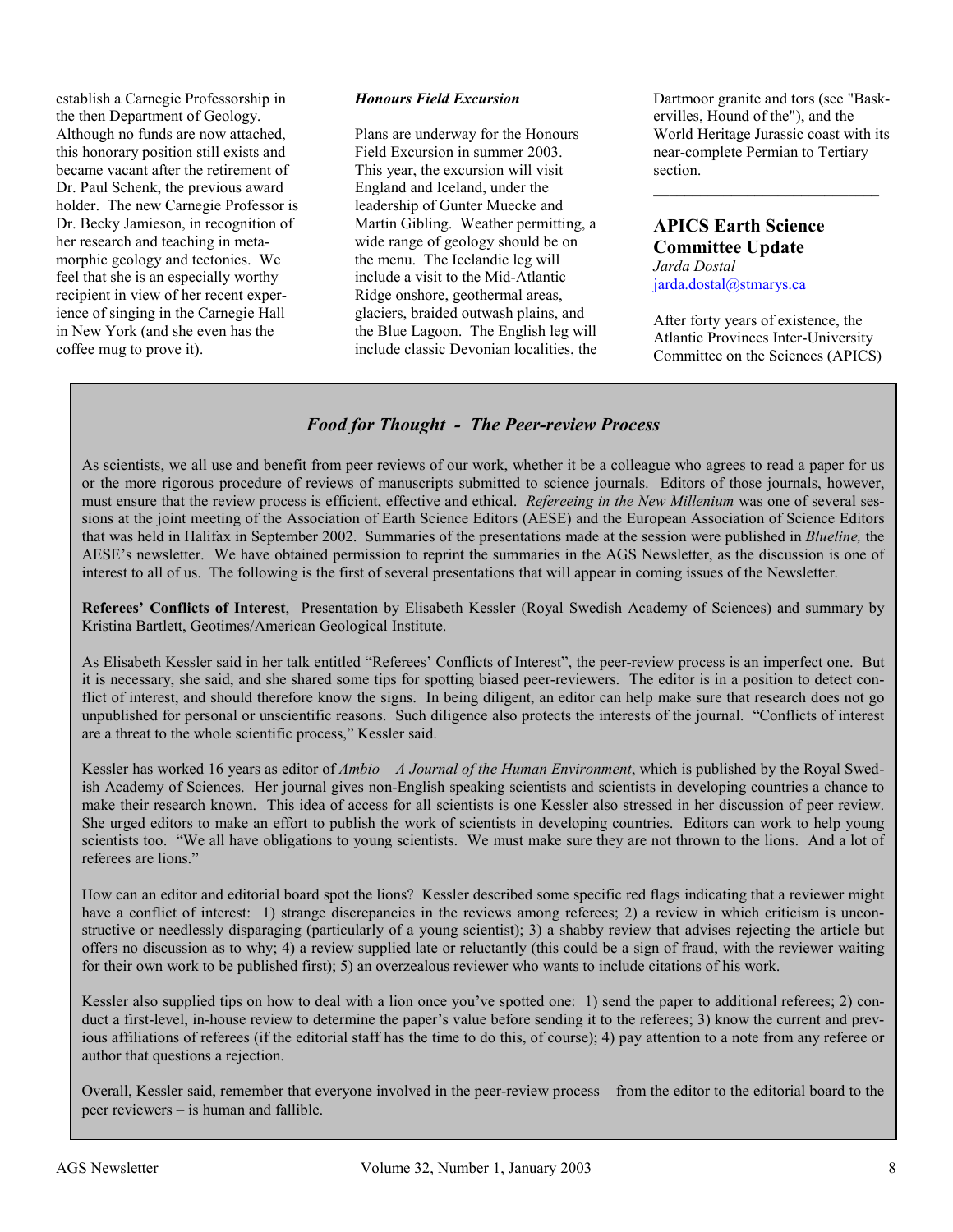establish a Carnegie Professorship in the then Department of Geology. Although no funds are now attached, this honorary position still exists and became vacant after the retirement of Dr. Paul Schenk, the previous award holder. The new Carnegie Professor is Dr. Becky Jamieson, in recognition of her research and teaching in metamorphic geology and tectonics. We feel that she is an especially worthy recipient in view of her recent experience of singing in the Carnegie Hall in New York (and she even has the coffee mug to prove it).

***Honours Field Excursion***

Plans are underway for the Honours Field Excursion in summer 2003. This year, the excursion will visit England and Iceland, under the leadership of Gunter Muecke and Martin Gibling. Weather permitting, a wide range of geology should be on the menu. The Icelandic leg will include a visit to the Mid-Atlantic Ridge onshore, geothermal areas, glaciers, braided outwash plains, and the Blue Lagoon. The English leg will include classic Devonian localities, the Dartmoor granite and tors (see "Baskervilles, Hound of the"), and the World Heritage Jurassic coast with its near-complete Permian to Tertiary section.

---

## APICS Earth Science Committee Update

*Jarda Dostal*
jarda.dostal@stmarys.ca

After forty years of existence, the Atlantic Provinces Inter-University Committee on the Sciences (APICS)

---

### *Food for Thought - The Peer-review Process*

As scientists, we all use and benefit from peer reviews of our work, whether it be a colleague who agrees to read a paper for us or the more rigorous procedure of reviews of manuscripts submitted to science journals. Editors of those journals, however, must ensure that the review process is efficient, effective and ethical. *Refereeing in the New Millenium* was one of several sessions at the joint meeting of the Association of Earth Science Editors (AESE) and the European Association of Science Editors that was held in Halifax in September 2002. Summaries of the presentations made at the session were published in *Blueline,* the AESE's newsletter. We have obtained permission to reprint the summaries in the AGS Newsletter, as the discussion is one of interest to all of us. The following is the first of several presentations that will appear in coming issues of the Newsletter.

**Referees' Conflicts of Interest**, Presentation by Elisabeth Kessler (Royal Swedish Academy of Sciences) and summary by Kristina Bartlett, Geotimes/American Geological Institute.

As Elisabeth Kessler said in her talk entitled "Referees' Conflicts of Interest", the peer-review process is an imperfect one. But it is necessary, she said, and she shared some tips for spotting biased peer-reviewers. The editor is in a position to detect conflict of interest, and should therefore know the signs. In being diligent, an editor can help make sure that research does not go unpublished for personal or unscientific reasons. Such diligence also protects the interests of the journal. "Conflicts of interest are a threat to the whole scientific process," Kessler said.

Kessler has worked 16 years as editor of *Ambio – A Journal of the Human Environment*, which is published by the Royal Swedish Academy of Sciences. Her journal gives non-English speaking scientists and scientists in developing countries a chance to make their research known. This idea of access for all scientists is one Kessler also stressed in her discussion of peer review. She urged editors to make an effort to publish the work of scientists in developing countries. Editors can work to help young scientists too. "We all have obligations to young scientists. We must make sure they are not thrown to the lions. And a lot of referees are lions."

How can an editor and editorial board spot the lions? Kessler described some specific red flags indicating that a reviewer might have a conflict of interest: 1) strange discrepancies in the reviews among referees; 2) a review in which criticism is unconstructive or needlessly disparaging (particularly of a young scientist); 3) a shabby review that advises rejecting the article but offers no discussion as to why; 4) a review supplied late or reluctantly (this could be a sign of fraud, with the reviewer waiting for their own work to be published first); 5) an overzealous reviewer who wants to include citations of his work.

Kessler also supplied tips on how to deal with a lion once you've spotted one: 1) send the paper to additional referees; 2) conduct a first-level, in-house review to determine the paper's value before sending it to the referees; 3) know the current and previous affiliations of referees (if the editorial staff has the time to do this, of course); 4) pay attention to a note from any referee or author that questions a rejection.

Overall, Kessler said, remember that everyone involved in the peer-review process – from the editor to the editorial board to the peer reviewers – is human and fallible.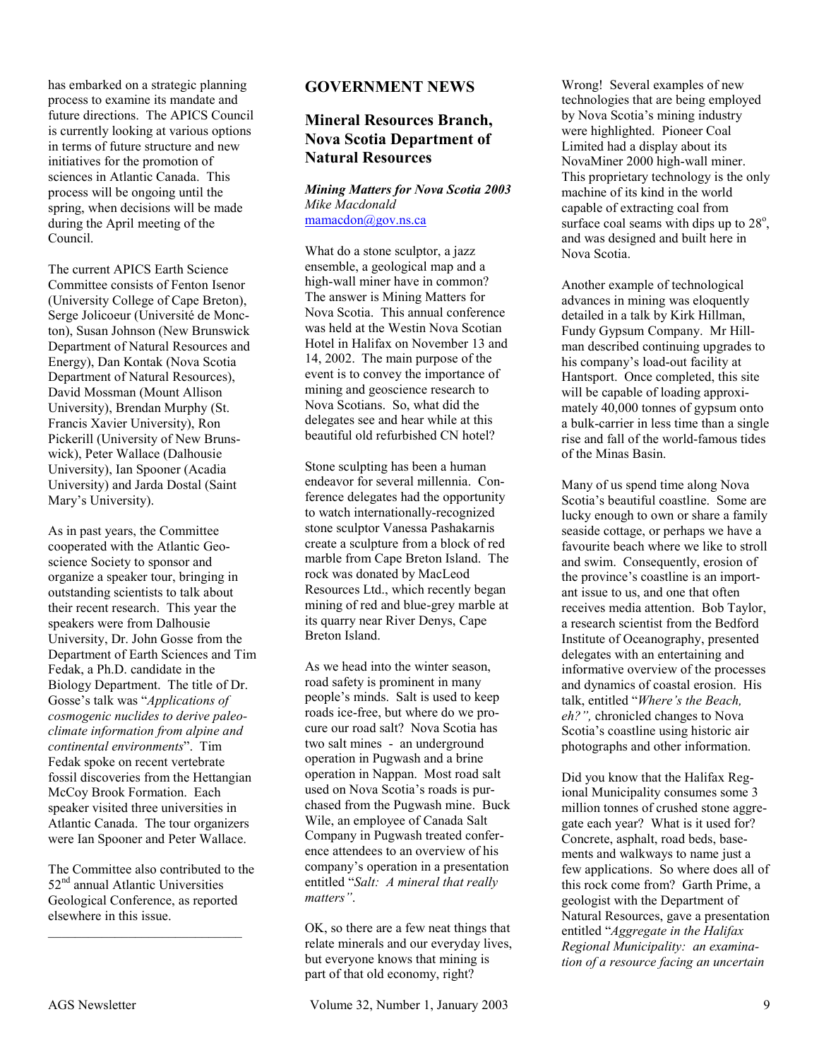has embarked on a strategic planning process to examine its mandate and future directions. The APICS Council is currently looking at various options in terms of future structure and new initiatives for the promotion of sciences in Atlantic Canada. This process will be ongoing until the spring, when decisions will be made during the April meeting of the Council.

The current APICS Earth Science Committee consists of Fenton Isenor (University College of Cape Breton), Serge Jolicoeur (Université de Moncton), Susan Johnson (New Brunswick Department of Natural Resources and Energy), Dan Kontak (Nova Scotia Department of Natural Resources), David Mossman (Mount Allison University), Brendan Murphy (St. Francis Xavier University), Ron Pickerill (University of New Brunswick), Peter Wallace (Dalhousie University), Ian Spooner (Acadia University) and Jarda Dostal (Saint Mary's University).

As in past years, the Committee cooperated with the Atlantic Geoscience Society to sponsor and organize a speaker tour, bringing in outstanding scientists to talk about their recent research. This year the speakers were from Dalhousie University, Dr. John Gosse from the Department of Earth Sciences and Tim Fedak, a Ph.D. candidate in the Biology Department. The title of Dr. Gosse's talk was "*Applications of cosmogenic nuclides to derive paleoclimate information from alpine and continental environments*". Tim Fedak spoke on recent vertebrate fossil discoveries from the Hettangian McCoy Brook Formation. Each speaker visited three universities in Atlantic Canada. The tour organizers were Ian Spooner and Peter Wallace.

The Committee also contributed to the 52nd annual Atlantic Universities Geological Conference, as reported elsewhere in this issue.

---

# GOVERNMENT NEWS

## Mineral Resources Branch, Nova Scotia Department of Natural Resources

***Mining Matters for Nova Scotia 2003***
*Mike Macdonald*
mamacdon@gov.ns.ca

What do a stone sculptor, a jazz ensemble, a geological map and a high-wall miner have in common? The answer is Mining Matters for Nova Scotia. This annual conference was held at the Westin Nova Scotian Hotel in Halifax on November 13 and 14, 2002. The main purpose of the event is to convey the importance of mining and geoscience research to Nova Scotians. So, what did the delegates see and hear while at this beautiful old refurbished CN hotel?

Stone sculpting has been a human endeavor for several millennia. Conference delegates had the opportunity to watch internationally-recognized stone sculptor Vanessa Pashakarnis create a sculpture from a block of red marble from Cape Breton Island. The rock was donated by MacLeod Resources Ltd., which recently began mining of red and blue-grey marble at its quarry near River Denys, Cape Breton Island.

As we head into the winter season, road safety is prominent in many people's minds. Salt is used to keep roads ice-free, but where do we procure our road salt? Nova Scotia has two salt mines - an underground operation in Pugwash and a brine operation in Nappan. Most road salt used on Nova Scotia's roads is purchased from the Pugwash mine. Buck Wile, an employee of Canada Salt Company in Pugwash treated conference attendees to an overview of his company's operation in a presentation entitled "*Salt: A mineral that really matters".*

OK, so there are a few neat things that relate minerals and our everyday lives, but everyone knows that mining is part of that old economy, right?

Wrong! Several examples of new technologies that are being employed by Nova Scotia's mining industry were highlighted. Pioneer Coal Limited had a display about its NovaMiner 2000 high-wall miner. This proprietary technology is the only machine of its kind in the world capable of extracting coal from surface coal seams with dips up to 28°, and was designed and built here in Nova Scotia.

Another example of technological advances in mining was eloquently detailed in a talk by Kirk Hillman, Fundy Gypsum Company. Mr Hillman described continuing upgrades to his company's load-out facility at Hantsport. Once completed, this site will be capable of loading approximately 40,000 tonnes of gypsum onto a bulk-carrier in less time than a single rise and fall of the world-famous tides of the Minas Basin.

Many of us spend time along Nova Scotia's beautiful coastline. Some are lucky enough to own or share a family seaside cottage, or perhaps we have a favourite beach where we like to stroll and swim. Consequently, erosion of the province's coastline is an important issue to us, and one that often receives media attention. Bob Taylor, a research scientist from the Bedford Institute of Oceanography, presented delegates with an entertaining and informative overview of the processes and dynamics of coastal erosion. His talk, entitled "*Where's the Beach, eh?",* chronicled changes to Nova Scotia's coastline using historic air photographs and other information.

Did you know that the Halifax Regional Municipality consumes some 3 million tonnes of crushed stone aggregate each year? What is it used for? Concrete, asphalt, road beds, basements and walkways to name just a few applications. So where does all of this rock come from? Garth Prime, a geologist with the Department of Natural Resources, gave a presentation entitled "*Aggregate in the Halifax Regional Municipality: an examination of a resource facing an uncertain*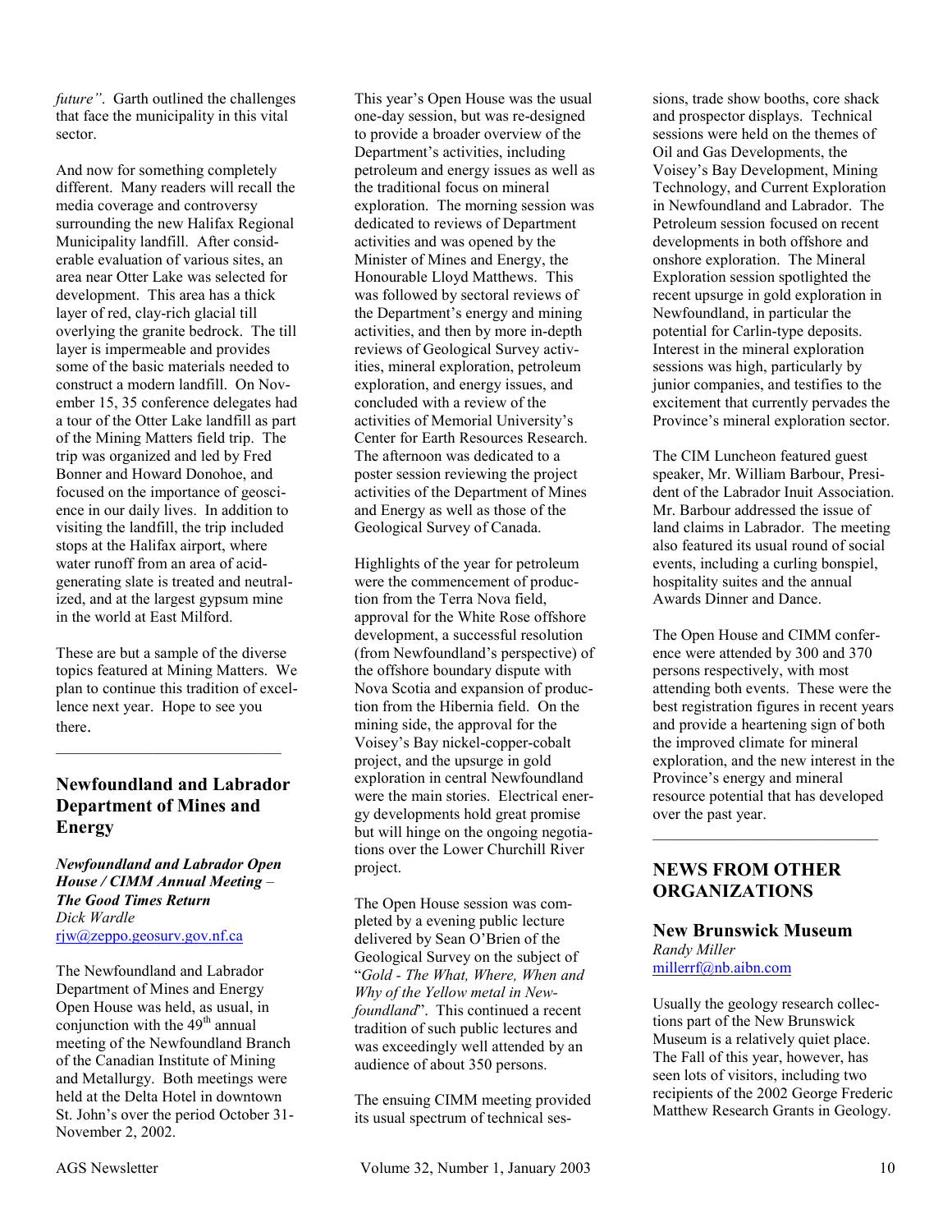*future"*. Garth outlined the challenges that face the municipality in this vital sector.

And now for something completely different. Many readers will recall the media coverage and controversy surrounding the new Halifax Regional Municipality landfill. After considerable evaluation of various sites, an area near Otter Lake was selected for development. This area has a thick layer of red, clay-rich glacial till overlying the granite bedrock. The till layer is impermeable and provides some of the basic materials needed to construct a modern landfill. On November 15, 35 conference delegates had a tour of the Otter Lake landfill as part of the Mining Matters field trip. The trip was organized and led by Fred Bonner and Howard Donohoe, and focused on the importance of geoscience in our daily lives. In addition to visiting the landfill, the trip included stops at the Halifax airport, where water runoff from an area of acid-generating slate is treated and neutralized, and at the largest gypsum mine in the world at East Milford.

These are but a sample of the diverse topics featured at Mining Matters. We plan to continue this tradition of excellence next year. Hope to see you there.

---

## Newfoundland and Labrador Department of Mines and Energy

***Newfoundland and Labrador Open House / CIMM Annual Meeting – The Good Times Return***
*Dick Wardle*
rjw@zeppo.geosurv.gov.nf.ca

The Newfoundland and Labrador Department of Mines and Energy Open House was held, as usual, in conjunction with the 49th annual meeting of the Newfoundland Branch of the Canadian Institute of Mining and Metallurgy. Both meetings were held at the Delta Hotel in downtown St. John's over the period October 31-November 2, 2002.

This year's Open House was the usual one-day session, but was re-designed to provide a broader overview of the Department's activities, including petroleum and energy issues as well as the traditional focus on mineral exploration. The morning session was dedicated to reviews of Department activities and was opened by the Minister of Mines and Energy, the Honourable Lloyd Matthews. This was followed by sectoral reviews of the Department's energy and mining activities, and then by more in-depth reviews of Geological Survey activities, mineral exploration, petroleum exploration, and energy issues, and concluded with a review of the activities of Memorial University's Center for Earth Resources Research. The afternoon was dedicated to a poster session reviewing the project activities of the Department of Mines and Energy as well as those of the Geological Survey of Canada.

Highlights of the year for petroleum were the commencement of production from the Terra Nova field, approval for the White Rose offshore development, a successful resolution (from Newfoundland's perspective) of the offshore boundary dispute with Nova Scotia and expansion of production from the Hibernia field. On the mining side, the approval for the Voisey's Bay nickel-copper-cobalt project, and the upsurge in gold exploration in central Newfoundland were the main stories. Electrical energy developments hold great promise but will hinge on the ongoing negotiations over the Lower Churchill River project.

The Open House session was completed by a evening public lecture delivered by Sean O'Brien of the Geological Survey on the subject of "*Gold - The What, Where, When and Why of the Yellow metal in Newfoundland*". This continued a recent tradition of such public lectures and was exceedingly well attended by an audience of about 350 persons.

The ensuing CIMM meeting provided its usual spectrum of technical sessions, trade show booths, core shack and prospector displays. Technical sessions were held on the themes of Oil and Gas Developments, the Voisey's Bay Development, Mining Technology, and Current Exploration in Newfoundland and Labrador. The Petroleum session focused on recent developments in both offshore and onshore exploration. The Mineral Exploration session spotlighted the recent upsurge in gold exploration in Newfoundland, in particular the potential for Carlin-type deposits. Interest in the mineral exploration sessions was high, particularly by junior companies, and testifies to the excitement that currently pervades the Province's mineral exploration sector.

The CIM Luncheon featured guest speaker, Mr. William Barbour, President of the Labrador Inuit Association. Mr. Barbour addressed the issue of land claims in Labrador. The meeting also featured its usual round of social events, including a curling bonspiel, hospitality suites and the annual Awards Dinner and Dance.

The Open House and CIMM conference were attended by 300 and 370 persons respectively, with most attending both events. These were the best registration figures in recent years and provide a heartening sign of both the improved climate for mineral exploration, and the new interest in the Province's energy and mineral resource potential that has developed over the past year.

---

# NEWS FROM OTHER ORGANIZATIONS

## New Brunswick Museum

*Randy Miller*
millerrf@nb.aibn.com

Usually the geology research collections part of the New Brunswick Museum is a relatively quiet place. The Fall of this year, however, has seen lots of visitors, including two recipients of the 2002 George Frederic Matthew Research Grants in Geology.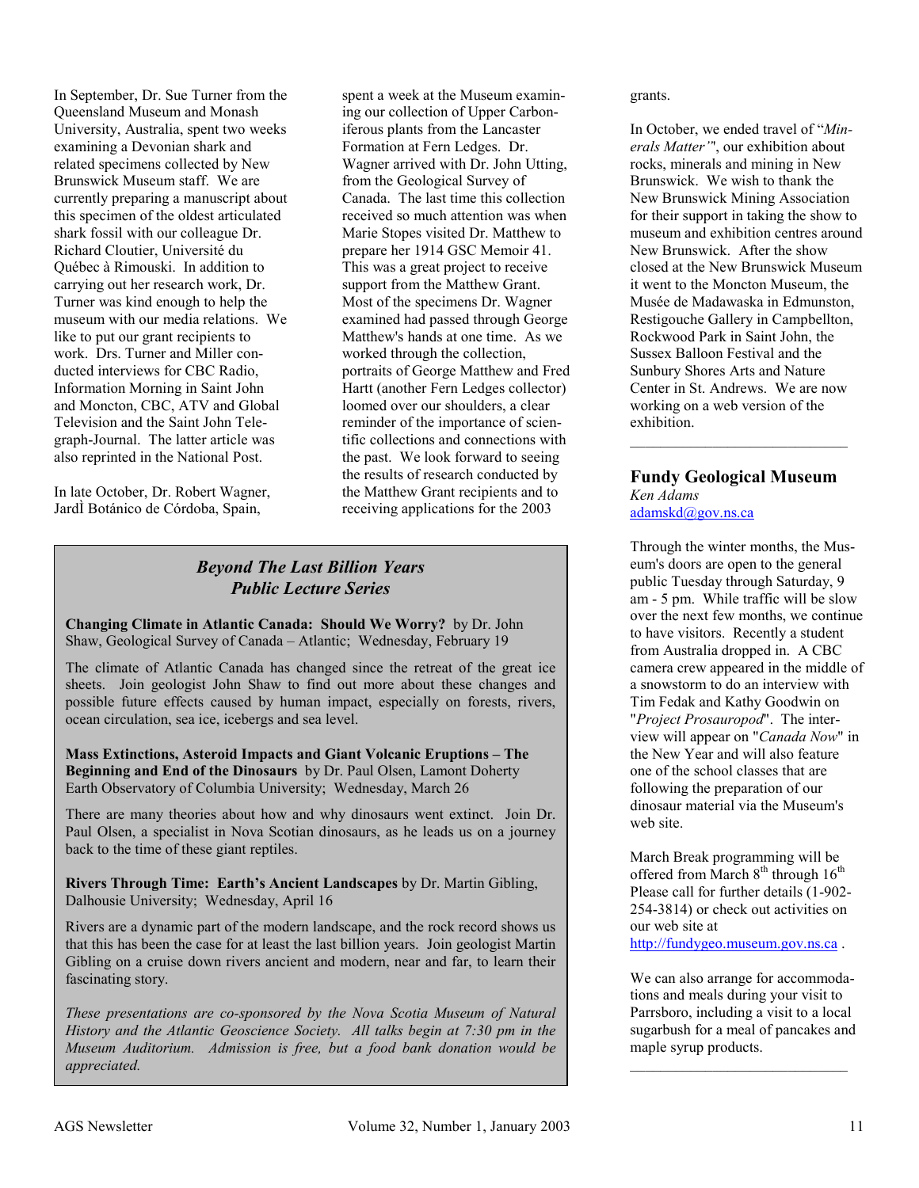In September, Dr. Sue Turner from the Queensland Museum and Monash University, Australia, spent two weeks examining a Devonian shark and related specimens collected by New Brunswick Museum staff. We are currently preparing a manuscript about this specimen of the oldest articulated shark fossil with our colleague Dr. Richard Cloutier, Université du Québec à Rimouski. In addition to carrying out her research work, Dr. Turner was kind enough to help the museum with our media relations. We like to put our grant recipients to work. Drs. Turner and Miller conducted interviews for CBC Radio, Information Morning in Saint John and Moncton, CBC, ATV and Global Television and the Saint John Telegraph-Journal. The latter article was also reprinted in the National Post.

In late October, Dr. Robert Wagner, JardÌ Botánico de Córdoba, Spain, spent a week at the Museum examining our collection of Upper Carboniferous plants from the Lancaster Formation at Fern Ledges. Dr. Wagner arrived with Dr. John Utting, from the Geological Survey of Canada. The last time this collection received so much attention was when Marie Stopes visited Dr. Matthew to prepare her 1914 GSC Memoir 41. This was a great project to receive support from the Matthew Grant. Most of the specimens Dr. Wagner examined had passed through George Matthew's hands at one time. As we worked through the collection, portraits of George Matthew and Fred Hartt (another Fern Ledges collector) loomed over our shoulders, a clear reminder of the importance of scientific collections and connections with the past. We look forward to seeing the results of research conducted by the Matthew Grant recipients and to receiving applications for the 2003 grants.

In October, we ended travel of "*Minerals Matter'*", our exhibition about rocks, minerals and mining in New Brunswick. We wish to thank the New Brunswick Mining Association for their support in taking the show to museum and exhibition centres around New Brunswick. After the show closed at the New Brunswick Museum it went to the Moncton Museum, the Musée de Madawaska in Edmunston, Restigouche Gallery in Campbellton, Rockwood Park in Saint John, the Sussex Balloon Festival and the Sunbury Shores Arts and Nature Center in St. Andrews. We are now working on a web version of the exhibition.

---

## *Beyond The Last Billion Years*
## *Public Lecture Series*

**Changing Climate in Atlantic Canada: Should We Worry?** by Dr. John Shaw, Geological Survey of Canada – Atlantic; Wednesday, February 19

The climate of Atlantic Canada has changed since the retreat of the great ice sheets. Join geologist John Shaw to find out more about these changes and possible future effects caused by human impact, especially on forests, rivers, ocean circulation, sea ice, icebergs and sea level.

**Mass Extinctions, Asteroid Impacts and Giant Volcanic Eruptions – The Beginning and End of the Dinosaurs** by Dr. Paul Olsen, Lamont Doherty Earth Observatory of Columbia University; Wednesday, March 26

There are many theories about how and why dinosaurs went extinct. Join Dr. Paul Olsen, a specialist in Nova Scotian dinosaurs, as he leads us on a journey back to the time of these giant reptiles.

**Rivers Through Time: Earth's Ancient Landscapes** by Dr. Martin Gibling, Dalhousie University; Wednesday, April 16

Rivers are a dynamic part of the modern landscape, and the rock record shows us that this has been the case for at least the last billion years. Join geologist Martin Gibling on a cruise down rivers ancient and modern, near and far, to learn their fascinating story.

*These presentations are co-sponsored by the Nova Scotia Museum of Natural History and the Atlantic Geoscience Society. All talks begin at 7:30 pm in the Museum Auditorium. Admission is free, but a food bank donation would be appreciated.*

---

## Fundy Geological Museum

*Ken Adams*
adamskd@gov.ns.ca

Through the winter months, the Museum's doors are open to the general public Tuesday through Saturday, 9 am - 5 pm. While traffic will be slow over the next few months, we continue to have visitors. Recently a student from Australia dropped in. A CBC camera crew appeared in the middle of a snowstorm to do an interview with Tim Fedak and Kathy Goodwin on "*Project Prosauropod*". The interview will appear on "*Canada Now*" in the New Year and will also feature one of the school classes that are following the preparation of our dinosaur material via the Museum's web site.

March Break programming will be offered from March 8th through 16th Please call for further details (1-902-254-3814) or check out activities on our web site at http://fundygeo.museum.gov.ns.ca .

We can also arrange for accommodations and meals during your visit to Parrsboro, including a visit to a local sugarbush for a meal of pancakes and maple syrup products.

---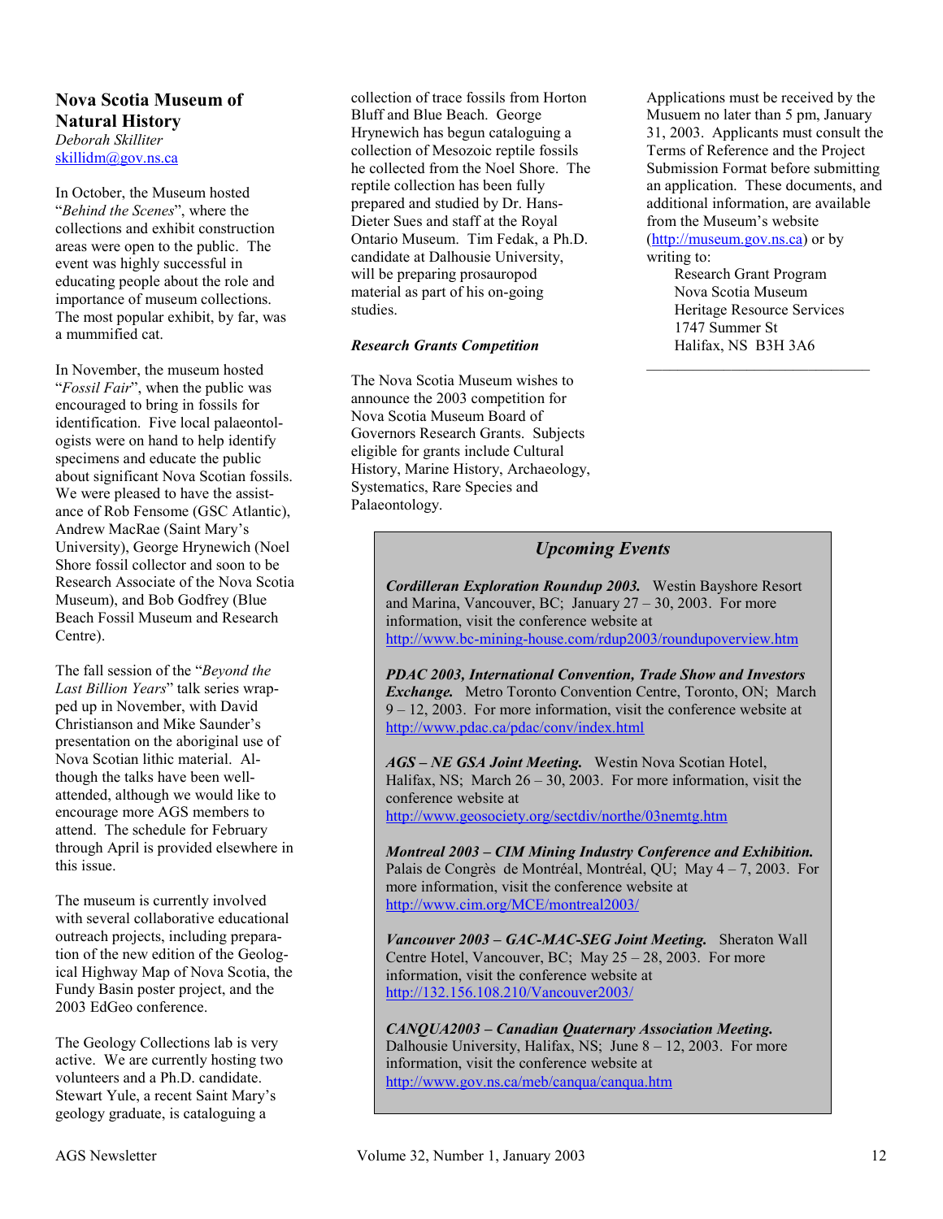## Nova Scotia Museum of Natural History

*Deborah Skilliter*
skillidm@gov.ns.ca

In October, the Museum hosted "*Behind the Scenes*", where the collections and exhibit construction areas were open to the public. The event was highly successful in educating people about the role and importance of museum collections. The most popular exhibit, by far, was a mummified cat.

In November, the museum hosted "*Fossil Fair*", when the public was encouraged to bring in fossils for identification. Five local palaeontologists were on hand to help identify specimens and educate the public about significant Nova Scotian fossils. We were pleased to have the assistance of Rob Fensome (GSC Atlantic), Andrew MacRae (Saint Mary's University), George Hrynewich (Noel Shore fossil collector and soon to be Research Associate of the Nova Scotia Museum), and Bob Godfrey (Blue Beach Fossil Museum and Research Centre).

The fall session of the "*Beyond the Last Billion Years*" talk series wrapped up in November, with David Christianson and Mike Saunder's presentation on the aboriginal use of Nova Scotian lithic material. Although the talks have been well-attended, although we would like to encourage more AGS members to attend. The schedule for February through April is provided elsewhere in this issue.

The museum is currently involved with several collaborative educational outreach projects, including preparation of the new edition of the Geological Highway Map of Nova Scotia, the Fundy Basin poster project, and the 2003 EdGeo conference.

The Geology Collections lab is very active. We are currently hosting two volunteers and a Ph.D. candidate. Stewart Yule, a recent Saint Mary's geology graduate, is cataloguing a collection of trace fossils from Horton Bluff and Blue Beach. George Hrynewich has begun cataloguing a collection of Mesozoic reptile fossils he collected from the Noel Shore. The reptile collection has been fully prepared and studied by Dr. Hans-Dieter Sues and staff at the Royal Ontario Museum. Tim Fedak, a Ph.D. candidate at Dalhousie University, will be preparing prosauropod material as part of his on-going studies.

### *Research Grants Competition*

The Nova Scotia Museum wishes to announce the 2003 competition for Nova Scotia Museum Board of Governors Research Grants. Subjects eligible for grants include Cultural History, Marine History, Archaeology, Systematics, Rare Species and Palaeontology.

Applications must be received by the Musuem no later than 5 pm, January 31, 2003. Applicants must consult the Terms of Reference and the Project Submission Format before submitting an application. These documents, and additional information, are available from the Museum's website (http://museum.gov.ns.ca) or by writing to:

Research Grant Program
Nova Scotia Museum
Heritage Resource Services
1747 Summer St
Halifax, NS B3H 3A6

---

## *Upcoming Events*

***Cordilleran Exploration Roundup 2003.*** Westin Bayshore Resort and Marina, Vancouver, BC; January 27 – 30, 2003. For more information, visit the conference website at http://www.bc-mining-house.com/rdup2003/roundupoverview.htm

***PDAC 2003, International Convention, Trade Show and Investors Exchange.*** Metro Toronto Convention Centre, Toronto, ON; March 9 – 12, 2003. For more information, visit the conference website at http://www.pdac.ca/pdac/conv/index.html

***AGS – NE GSA Joint Meeting.*** Westin Nova Scotian Hotel, Halifax, NS; March 26 – 30, 2003. For more information, visit the conference website at http://www.geosociety.org/sectdiv/northe/03nemtg.htm

***Montreal 2003 – CIM Mining Industry Conference and Exhibition.*** Palais de Congrès de Montréal, Montréal, QU; May 4 – 7, 2003. For more information, visit the conference website at http://www.cim.org/MCE/montreal2003/

***Vancouver 2003 – GAC-MAC-SEG Joint Meeting.*** Sheraton Wall Centre Hotel, Vancouver, BC; May 25 – 28, 2003. For more information, visit the conference website at http://132.156.108.210/Vancouver2003/

***CANQUA2003 – Canadian Quaternary Association Meeting.*** Dalhousie University, Halifax, NS; June 8 – 12, 2003. For more information, visit the conference website at http://www.gov.ns.ca/meb/canqua/canqua.htm